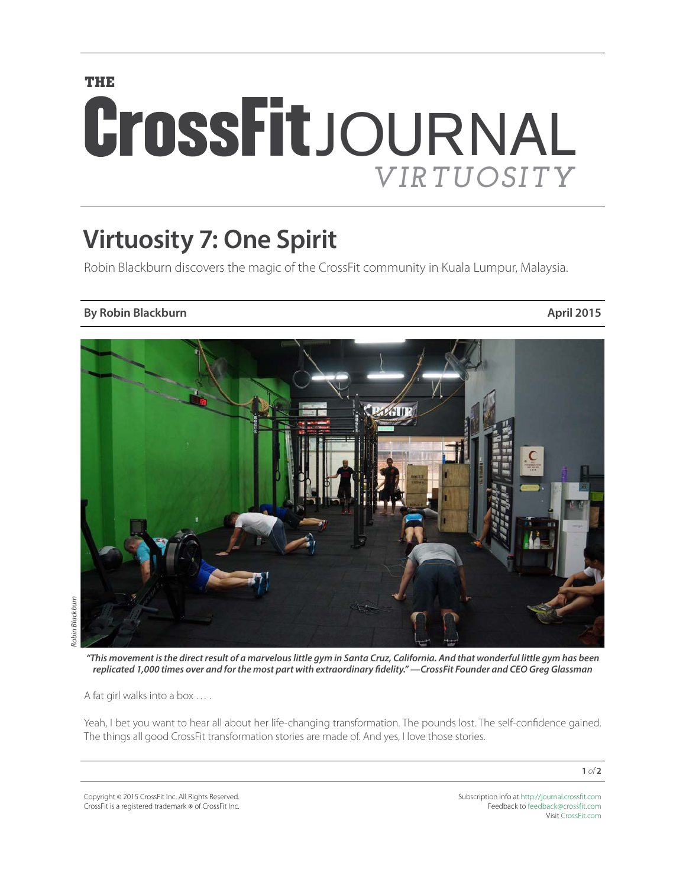THE

# CrossFit JOURNAL

*VIRTUOSITY*

## Virtuosity 7: One Spirit

Robin Blackburn discovers the magic of the CrossFit community in Kuala Lumpur, Malaysia.

**By Robin Blackburn** **April 2015**

*Robin Blackburn*

***"This movement is the direct result of a marvelous little gym in Santa Cruz, California. And that wonderful little gym has been replicated 1,000 times over and for the most part with extraordinary fidelity." —CrossFit Founder and CEO Greg Glassman***

A fat girl walks into a box … .

Yeah, I bet you want to hear all about her life-changing transformation. The pounds lost. The self-confidence gained. The things all good CrossFit transformation stories are made of. And yes, I love those stories.

Copyright © 2015 CrossFit Inc. All Rights Reserved.
CrossFit is a registered trademark ® of CrossFit Inc.

Subscription info at http://journal.crossfit.com
Feedback to feedback@crossfit.com
Visit CrossFit.com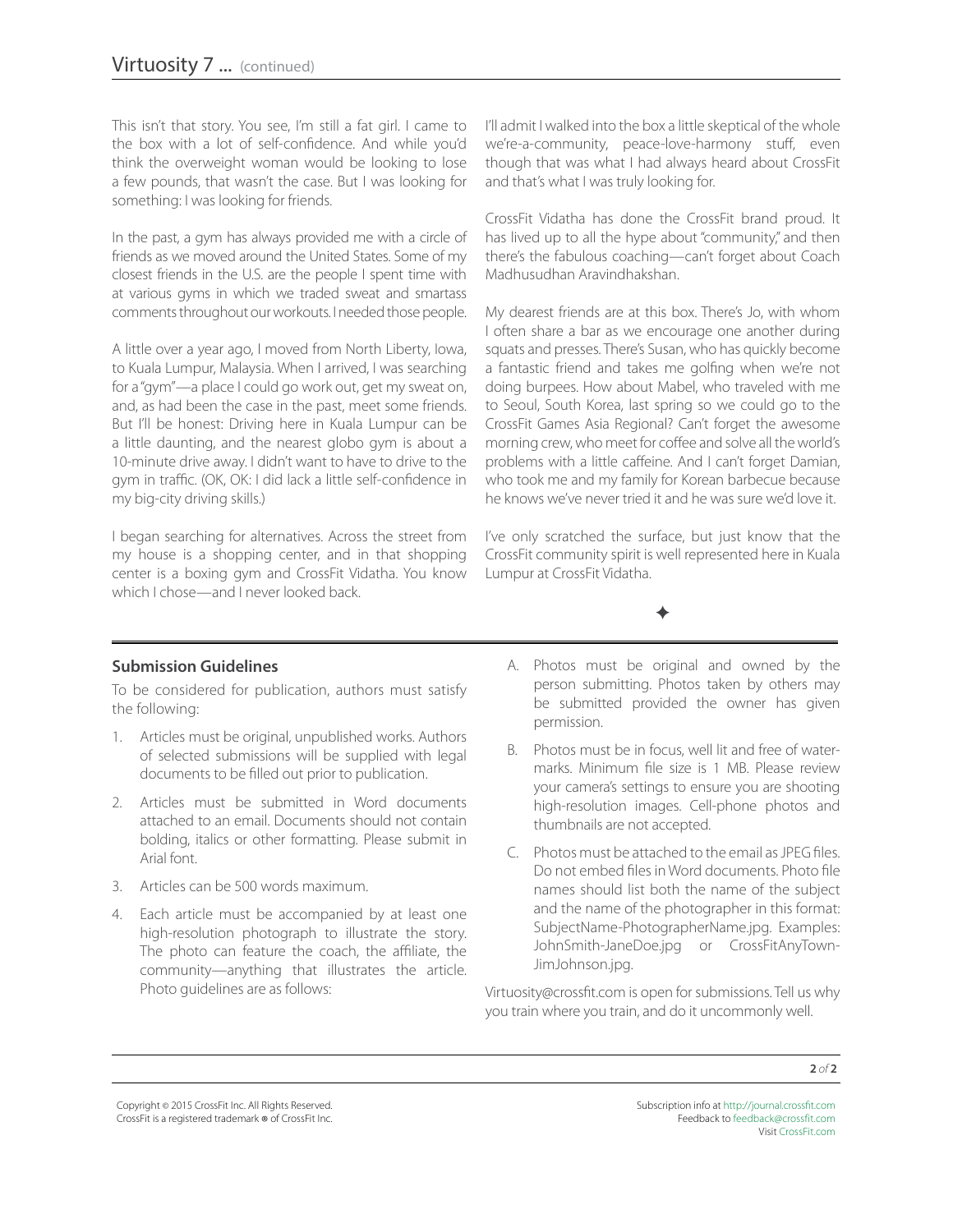This isn't that story. You see, I'm still a fat girl. I came to the box with a lot of self-confidence. And while you'd think the overweight woman would be looking to lose a few pounds, that wasn't the case. But I was looking for something: I was looking for friends.

In the past, a gym has always provided me with a circle of friends as we moved around the United States. Some of my closest friends in the U.S. are the people I spent time with at various gyms in which we traded sweat and smartass comments throughout our workouts. I needed those people.

A little over a year ago, I moved from North Liberty, Iowa, to Kuala Lumpur, Malaysia. When I arrived, I was searching for a "gym"—a place I could go work out, get my sweat on, and, as had been the case in the past, meet some friends. But I'll be honest: Driving here in Kuala Lumpur can be a little daunting, and the nearest globo gym is about a 10-minute drive away. I didn't want to have to drive to the gym in traffic. (OK, OK: I did lack a little self-confidence in my big-city driving skills.)

I began searching for alternatives. Across the street from my house is a shopping center, and in that shopping center is a boxing gym and CrossFit Vidatha. You know which I chose—and I never looked back.

I'll admit I walked into the box a little skeptical of the whole we're-a-community, peace-love-harmony stuff, even though that was what I had always heard about CrossFit and that's what I was truly looking for.

CrossFit Vidatha has done the CrossFit brand proud. It has lived up to all the hype about "community," and then there's the fabulous coaching—can't forget about Coach Madhusudhan Aravindhakshan.

My dearest friends are at this box. There's Jo, with whom I often share a bar as we encourage one another during squats and presses. There's Susan, who has quickly become a fantastic friend and takes me golfing when we're not doing burpees. How about Mabel, who traveled with me to Seoul, South Korea, last spring so we could go to the CrossFit Games Asia Regional? Can't forget the awesome morning crew, who meet for coffee and solve all the world's problems with a little caffeine. And I can't forget Damian, who took me and my family for Korean barbecue because he knows we've never tried it and he was sure we'd love it.

I've only scratched the surface, but just know that the CrossFit community spirit is well represented here in Kuala Lumpur at CrossFit Vidatha.

✦

## Submission Guidelines

To be considered for publication, authors must satisfy the following:

1. Articles must be original, unpublished works. Authors of selected submissions will be supplied with legal documents to be filled out prior to publication.
2. Articles must be submitted in Word documents attached to an email. Documents should not contain bolding, italics or other formatting. Please submit in Arial font.
3. Articles can be 500 words maximum.
4. Each article must be accompanied by at least one high-resolution photograph to illustrate the story. The photo can feature the coach, the affiliate, the community—anything that illustrates the article. Photo guidelines are as follows:

   A. Photos must be original and owned by the person submitting. Photos taken by others may be submitted provided the owner has given permission.

   B. Photos must be in focus, well lit and free of watermarks. Minimum file size is 1 MB. Please review your camera's settings to ensure you are shooting high-resolution images. Cell-phone photos and thumbnails are not accepted.

   C. Photos must be attached to the email as JPEG files. Do not embed files in Word documents. Photo file names should list both the name of the subject and the name of the photographer in this format: SubjectName-PhotographerName.jpg. Examples: JohnSmith-JaneDoe.jpg or CrossFitAnyTown-JimJohnson.jpg.

Virtuosity@crossfit.com is open for submissions. Tell us why you train where you train, and do it uncommonly well.

Copyright © 2015 CrossFit Inc. All Rights Reserved.
CrossFit is a registered trademark ® of CrossFit Inc.

Subscription info at http://journal.crossfit.com
Feedback to feedback@crossfit.com
Visit CrossFit.com